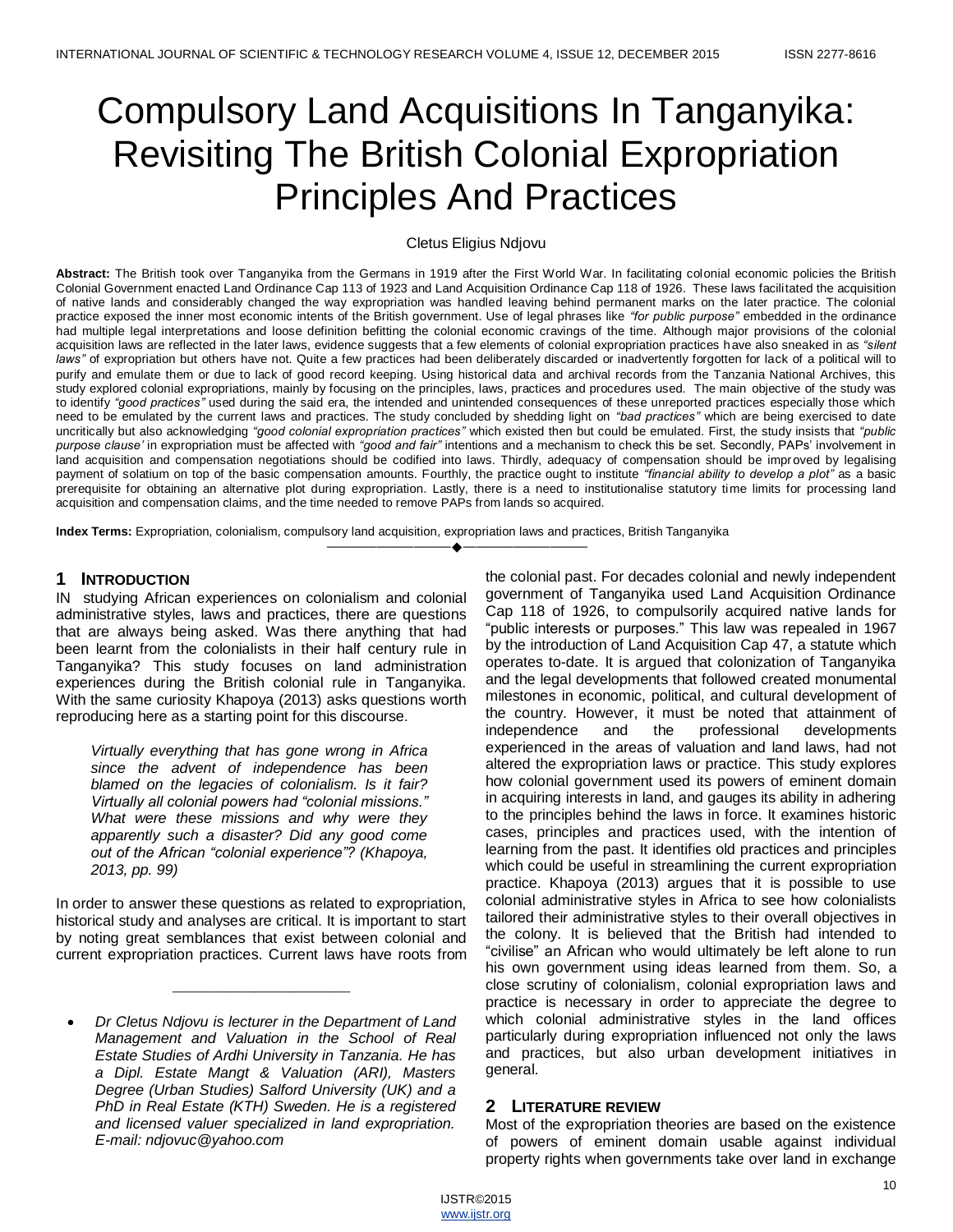# Compulsory Land Acquisitions In Tanganyika: Revisiting The British Colonial Expropriation Principles And Practices

Cletus Eligius Ndjovu

**Abstract:** The British took over Tanganyika from the Germans in 1919 after the First World War. In facilitating colonial economic policies the British Colonial Government enacted Land Ordinance Cap 113 of 1923 and Land Acquisition Ordinance Cap 118 of 1926. These laws facilitated the acquisition of native lands and considerably changed the way expropriation was handled leaving behind permanent marks on the later practice. The colonial practice exposed the inner most economic intents of the British government. Use of legal phrases like *"for public purpose"* embedded in the ordinance had multiple legal interpretations and loose definition befitting the colonial economic cravings of the time. Although major provisions of the colonial acquisition laws are reflected in the later laws, evidence suggests that a few elements of colonial expropriation practices have also sneaked in as *"silent laws"* of expropriation but others have not. Quite a few practices had been deliberately discarded or inadvertently forgotten for lack of a political will to purify and emulate them or due to lack of good record keeping. Using historical data and archival records from the Tanzania National Archives, this study explored colonial expropriations, mainly by focusing on the principles, laws, practices and procedures used. The main objective of the study was to identify *"good practices"* used during the said era, the intended and unintended consequences of these unreported practices especially those which need to be emulated by the current laws and practices. The study concluded by shedding light on *"bad practices"* which are being exercised to date uncritically but also acknowledging *"good colonial expropriation practices"* which existed then but could be emulated. First, the study insists that *"public purpose clause'* in expropriation must be affected with *"good and fair"* intentions and a mechanism to check this be set. Secondly, PAPs' involvement in land acquisition and compensation negotiations should be codified into laws. Thirdly, adequacy of compensation should be improved by legalising payment of solatium on top of the basic compensation amounts. Fourthly, the practice ought to institute *"financial ability to develop a plot"* as a basic prerequisite for obtaining an alternative plot during expropriation. Lastly, there is a need to institutionalise statutory time limits for processing land acquisition and compensation claims, and the time needed to remove PAPs from lands so acquired.

**Index Terms:** Expropriation, colonialism, compulsory land acquisition, expropriation laws and practices, British Tanganyika

---

## 1 Introduction

IN studying African experiences on colonialism and colonial administrative styles, laws and practices, there are questions that are always being asked. Was there anything that had been learnt from the colonialists in their half century rule in Tanganyika? This study focuses on land administration experiences during the British colonial rule in Tanganyika. With the same curiosity Khapoya (2013) asks questions worth reproducing here as a starting point for this discourse.

> *Virtually everything that has gone wrong in Africa since the advent of independence has been blamed on the legacies of colonialism. Is it fair? Virtually all colonial powers had "colonial missions." What were these missions and why were they apparently such a disaster? Did any good come out of the African "colonial experience"? (Khapoya, 2013, pp. 99)*

In order to answer these questions as related to expropriation, historical study and analyses are critical. It is important to start by noting great semblances that exist between colonial and current expropriation practices. Current laws have roots from the colonial past. For decades colonial and newly independent government of Tanganyika used Land Acquisition Ordinance Cap 118 of 1926, to compulsorily acquired native lands for "public interests or purposes." This law was repealed in 1967 by the introduction of Land Acquisition Cap 47, a statute which operates to-date. It is argued that colonization of Tanganyika and the legal developments that followed created monumental milestones in economic, political, and cultural development of the country. However, it must be noted that attainment of independence and the professional developments experienced in the areas of valuation and land laws, had not altered the expropriation laws or practice. This study explores how colonial government used its powers of eminent domain in acquiring interests in land, and gauges its ability in adhering to the principles behind the laws in force. It examines historic cases, principles and practices used, with the intention of learning from the past. It identifies old practices and principles which could be useful in streamlining the current expropriation practice. Khapoya (2013) argues that it is possible to use colonial administrative styles in Africa to see how colonialists tailored their administrative styles to their overall objectives in the colony. It is believed that the British had intended to "civilise" an African who would ultimately be left alone to run his own government using ideas learned from them. So, a close scrutiny of colonialism, colonial expropriation laws and practice is necessary in order to appreciate the degree to which colonial administrative styles in the land offices particularly during expropriation influenced not only the laws and practices, but also urban development initiatives in general.

## 2 Literature Review

Most of the expropriation theories are based on the existence of powers of eminent domain usable against individual property rights when governments take over land in exchange

---

- *Dr Cletus Ndjovu is lecturer in the Department of Land Management and Valuation in the School of Real Estate Studies of Ardhi University in Tanzania. He has a Dipl. Estate Mangt & Valuation (ARI), Masters Degree (Urban Studies) Salford University (UK) and a PhD in Real Estate (KTH) Sweden. He is a registered and licensed valuer specialized in land expropriation. E-mail: ndjovuc@yahoo.com*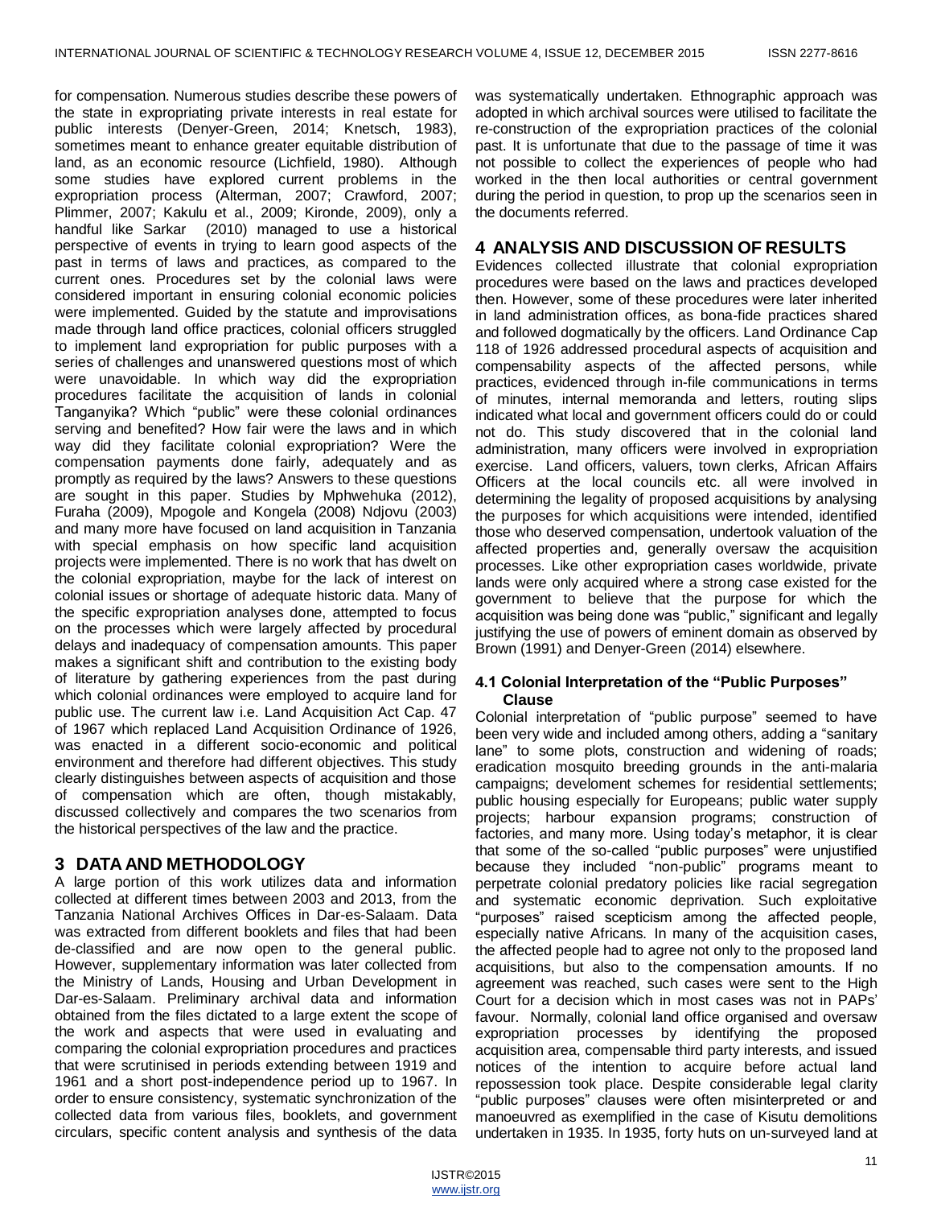for compensation. Numerous studies describe these powers of the state in expropriating private interests in real estate for public interests (Denyer-Green, 2014; Knetsch, 1983), sometimes meant to enhance greater equitable distribution of land, as an economic resource (Lichfield, 1980). Although some studies have explored current problems in the expropriation process (Alterman, 2007; Crawford, 2007; Plimmer, 2007; Kakulu et al., 2009; Kironde, 2009), only a handful like Sarkar (2010) managed to use a historical perspective of events in trying to learn good aspects of the past in terms of laws and practices, as compared to the current ones. Procedures set by the colonial laws were considered important in ensuring colonial economic policies were implemented. Guided by the statute and improvisations made through land office practices, colonial officers struggled to implement land expropriation for public purposes with a series of challenges and unanswered questions most of which were unavoidable. In which way did the expropriation procedures facilitate the acquisition of lands in colonial Tanganyika? Which "public" were these colonial ordinances serving and benefited? How fair were the laws and in which way did they facilitate colonial expropriation? Were the compensation payments done fairly, adequately and as promptly as required by the laws? Answers to these questions are sought in this paper. Studies by Mphwehuka (2012), Furaha (2009), Mpogole and Kongela (2008) Ndjovu (2003) and many more have focused on land acquisition in Tanzania with special emphasis on how specific land acquisition projects were implemented. There is no work that has dwelt on the colonial expropriation, maybe for the lack of interest on colonial issues or shortage of adequate historic data. Many of the specific expropriation analyses done, attempted to focus on the processes which were largely affected by procedural delays and inadequacy of compensation amounts. This paper makes a significant shift and contribution to the existing body of literature by gathering experiences from the past during which colonial ordinances were employed to acquire land for public use. The current law i.e. Land Acquisition Act Cap. 47 of 1967 which replaced Land Acquisition Ordinance of 1926, was enacted in a different socio-economic and political environment and therefore had different objectives. This study clearly distinguishes between aspects of acquisition and those of compensation which are often, though mistakably, discussed collectively and compares the two scenarios from the historical perspectives of the law and the practice.

## 3 DATA AND METHODOLOGY

A large portion of this work utilizes data and information collected at different times between 2003 and 2013, from the Tanzania National Archives Offices in Dar-es-Salaam. Data was extracted from different booklets and files that had been de-classified and are now open to the general public. However, supplementary information was later collected from the Ministry of Lands, Housing and Urban Development in Dar-es-Salaam. Preliminary archival data and information obtained from the files dictated to a large extent the scope of the work and aspects that were used in evaluating and comparing the colonial expropriation procedures and practices that were scrutinised in periods extending between 1919 and 1961 and a short post-independence period up to 1967. In order to ensure consistency, systematic synchronization of the collected data from various files, booklets, and government circulars, specific content analysis and synthesis of the data was systematically undertaken. Ethnographic approach was adopted in which archival sources were utilised to facilitate the re-construction of the expropriation practices of the colonial past. It is unfortunate that due to the passage of time it was not possible to collect the experiences of people who had worked in the then local authorities or central government during the period in question, to prop up the scenarios seen in the documents referred.

## 4 ANALYSIS AND DISCUSSION OF RESULTS

Evidences collected illustrate that colonial expropriation procedures were based on the laws and practices developed then. However, some of these procedures were later inherited in land administration offices, as bona-fide practices shared and followed dogmatically by the officers. Land Ordinance Cap 118 of 1926 addressed procedural aspects of acquisition and compensability aspects of the affected persons, while practices, evidenced through in-file communications in terms of minutes, internal memoranda and letters, routing slips indicated what local and government officers could do or could not do. This study discovered that in the colonial land administration, many officers were involved in expropriation exercise. Land officers, valuers, town clerks, African Affairs Officers at the local councils etc. all were involved in determining the legality of proposed acquisitions by analysing the purposes for which acquisitions were intended, identified those who deserved compensation, undertook valuation of the affected properties and, generally oversaw the acquisition processes. Like other expropriation cases worldwide, private lands were only acquired where a strong case existed for the government to believe that the purpose for which the acquisition was being done was "public," significant and legally justifying the use of powers of eminent domain as observed by Brown (1991) and Denyer-Green (2014) elsewhere.

### 4.1 Colonial Interpretation of the "Public Purposes" Clause

Colonial interpretation of "public purpose" seemed to have been very wide and included among others, adding a "sanitary lane" to some plots, construction and widening of roads; eradication mosquito breeding grounds in the anti-malaria campaigns; develoment schemes for residential settlements; public housing especially for Europeans; public water supply projects; harbour expansion programs; construction of factories, and many more. Using today's metaphor, it is clear that some of the so-called "public purposes" were unjustified because they included "non-public" programs meant to perpetrate colonial predatory policies like racial segregation and systematic economic deprivation. Such exploitative "purposes" raised scepticism among the affected people, especially native Africans. In many of the acquisition cases, the affected people had to agree not only to the proposed land acquisitions, but also to the compensation amounts. If no agreement was reached, such cases were sent to the High Court for a decision which in most cases was not in PAPs' favour. Normally, colonial land office organised and oversaw expropriation processes by identifying the proposed acquisition area, compensable third party interests, and issued notices of the intention to acquire before actual land repossession took place. Despite considerable legal clarity "public purposes" clauses were often misinterpreted or and manoeuvred as exemplified in the case of Kisutu demolitions undertaken in 1935. In 1935, forty huts on un-surveyed land at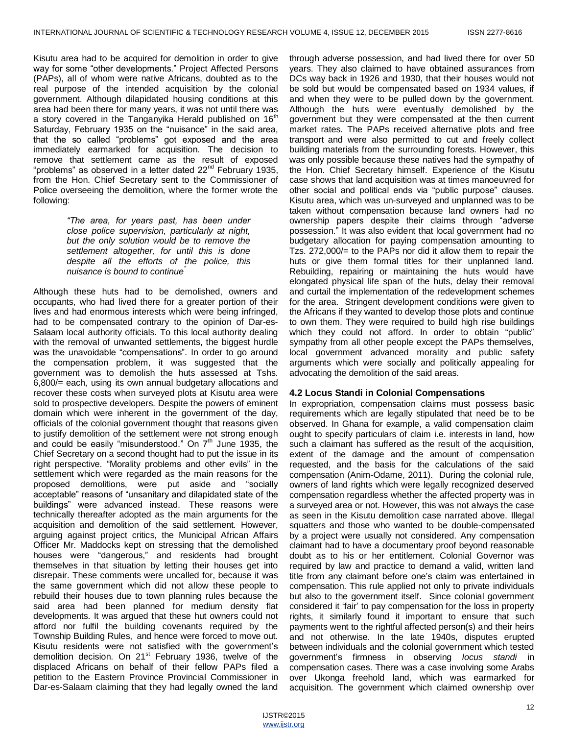Kisutu area had to be acquired for demolition in order to give way for some "other developments." Project Affected Persons (PAPs), all of whom were native Africans, doubted as to the real purpose of the intended acquisition by the colonial government. Although dilapidated housing conditions at this area had been there for many years, it was not until there was a story covered in the Tanganyika Herald published on 16th Saturday, February 1935 on the "nuisance" in the said area, that the so called "problems" got exposed and the area immediately earmarked for acquisition. The decision to remove that settlement came as the result of exposed "problems" as observed in a letter dated 22nd February 1935, from the Hon. Chief Secretary sent to the Commissioner of Police overseeing the demolition, where the former wrote the following:

> *"The area, for years past, has been under close police supervision, particularly at night, but the only solution would be to remove the settlement altogether, for until this is done despite all the efforts of the police, this nuisance is bound to continue"*

Although these huts had to be demolished, owners and occupants, who had lived there for a greater portion of their lives and had enormous interests which were being infringed, had to be compensated contrary to the opinion of Dar-es-Salaam local authority officials. To this local authority dealing with the removal of unwanted settlements, the biggest hurdle was the unavoidable "compensations". In order to go around the compensation problem, it was suggested that the government was to demolish the huts assessed at Tshs. 6,800/= each, using its own annual budgetary allocations and recover these costs when surveyed plots at Kisutu area were sold to prospective developers. Despite the powers of eminent domain which were inherent in the government of the day, officials of the colonial government thought that reasons given to justify demolition of the settlement were not strong enough and could be easily "misunderstood." On 7th June 1935, the Chief Secretary on a second thought had to put the issue in its right perspective. "Morality problems and other evils" in the settlement which were regarded as the main reasons for the proposed demolitions, were put aside and "socially acceptable" reasons of "unsanitary and dilapidated state of the buildings" were advanced instead. These reasons were technically thereafter adopted as the main arguments for the acquisition and demolition of the said settlement. However, arguing against project critics, the Municipal African Affairs Officer Mr. Maddocks kept on stressing that the demolished houses were "dangerous," and residents had brought themselves in that situation by letting their houses get into disrepair. These comments were uncalled for, because it was the same government which did not allow these people to rebuild their houses due to town planning rules because the said area had been planned for medium density flat developments. It was argued that these hut owners could not afford nor fulfil the building covenants required by the Township Building Rules, and hence were forced to move out. Kisutu residents were not satisfied with the government's demolition decision. On 21st February 1936, twelve of the displaced Africans on behalf of their fellow PAPs filed a petition to the Eastern Province Provincial Commissioner in Dar-es-Salaam claiming that they had legally owned the land through adverse possession, and had lived there for over 50 years. They also claimed to have obtained assurances from DCs way back in 1926 and 1930, that their houses would not be sold but would be compensated based on 1934 values, if and when they were to be pulled down by the government. Although the huts were eventually demolished by the government but they were compensated at the then current market rates. The PAPs received alternative plots and free transport and were also permitted to cut and freely collect building materials from the surrounding forests. However, this was only possible because these natives had the sympathy of the Hon. Chief Secretary himself. Experience of the Kisutu case shows that land acquisition was at times manoeuvred for other social and political ends via "public purpose" clauses. Kisutu area, which was un-surveyed and unplanned was to be taken without compensation because land owners had no ownership papers despite their claims through "adverse possession." It was also evident that local government had no budgetary allocation for paying compensation amounting to Tzs. 272,000/= to the PAPs nor did it allow them to repair the huts or give them formal titles for their unplanned land. Rebuilding, repairing or maintaining the huts would have elongated physical life span of the huts, delay their removal and curtail the implementation of the redevelopment schemes for the area. Stringent development conditions were given to the Africans if they wanted to develop those plots and continue to own them. They were required to build high rise buildings which they could not afford. In order to obtain "public" sympathy from all other people except the PAPs themselves, local government advanced morality and public safety arguments which were socially and politically appealing for advocating the demolition of the said areas.

### 4.2 Locus Standi in Colonial Compensations

In expropriation, compensation claims must possess basic requirements which are legally stipulated that need be to be observed. In Ghana for example, a valid compensation claim ought to specify particulars of claim i.e. interests in land, how such a claimant has suffered as the result of the acquisition, extent of the damage and the amount of compensation requested, and the basis for the calculations of the said compensation (Anim-Odame, 2011). During the colonial rule, owners of land rights which were legally recognized deserved compensation regardless whether the affected property was in a surveyed area or not. However, this was not always the case as seen in the Kisutu demolition case narrated above. Illegal squatters and those who wanted to be double-compensated by a project were usually not considered. Any compensation claimant had to have a documentary proof beyond reasonable doubt as to his or her entitlement. Colonial Governor was required by law and practice to demand a valid, written land title from any claimant before one's claim was entertained in compensation. This rule applied not only to private individuals but also to the government itself. Since colonial government considered it 'fair' to pay compensation for the loss in property rights, it similarly found it important to ensure that such payments went to the rightful affected person(s) and their heirs and not otherwise. In the late 1940s, disputes erupted between individuals and the colonial government which tested government's firmness in observing *locus standi* in compensation cases. There was a case involving some Arabs over Ukonga freehold land, which was earmarked for acquisition. The government which claimed ownership over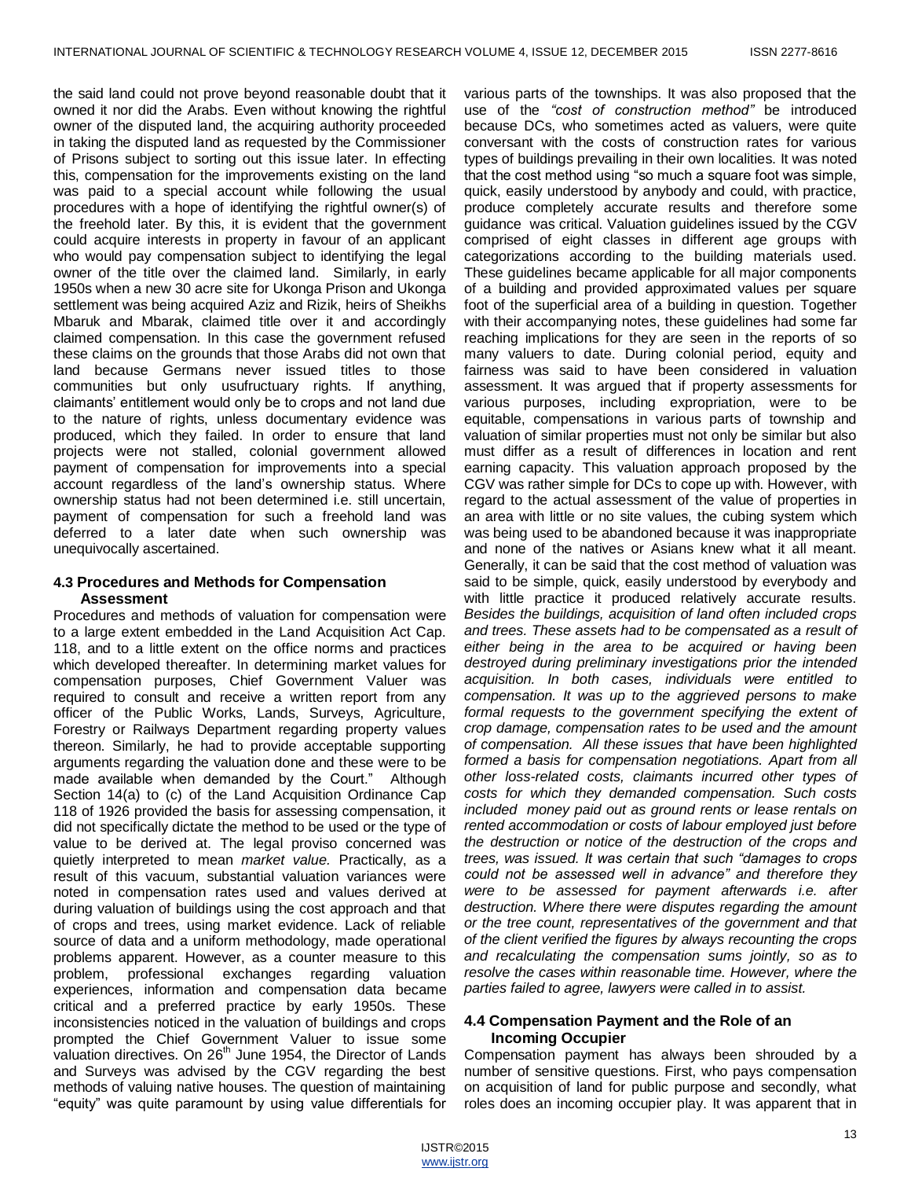the said land could not prove beyond reasonable doubt that it owned it nor did the Arabs. Even without knowing the rightful owner of the disputed land, the acquiring authority proceeded in taking the disputed land as requested by the Commissioner of Prisons subject to sorting out this issue later. In effecting this, compensation for the improvements existing on the land was paid to a special account while following the usual procedures with a hope of identifying the rightful owner(s) of the freehold later. By this, it is evident that the government could acquire interests in property in favour of an applicant who would pay compensation subject to identifying the legal owner of the title over the claimed land. Similarly, in early 1950s when a new 30 acre site for Ukonga Prison and Ukonga settlement was being acquired Aziz and Rizik, heirs of Sheikhs Mbaruk and Mbarak, claimed title over it and accordingly claimed compensation. In this case the government refused these claims on the grounds that those Arabs did not own that land because Germans never issued titles to those communities but only usufructuary rights. If anything, claimants' entitlement would only be to crops and not land due to the nature of rights, unless documentary evidence was produced, which they failed. In order to ensure that land projects were not stalled, colonial government allowed payment of compensation for improvements into a special account regardless of the land's ownership status. Where ownership status had not been determined i.e. still uncertain, payment of compensation for such a freehold land was deferred to a later date when such ownership was unequivocally ascertained.

### 4.3 Procedures and Methods for Compensation Assessment

Procedures and methods of valuation for compensation were to a large extent embedded in the Land Acquisition Act Cap. 118, and to a little extent on the office norms and practices which developed thereafter. In determining market values for compensation purposes, Chief Government Valuer was required to consult and receive a written report from any officer of the Public Works, Lands, Surveys, Agriculture, Forestry or Railways Department regarding property values thereon. Similarly, he had to provide acceptable supporting arguments regarding the valuation done and these were to be made available when demanded by the Court." Although Section 14(a) to (c) of the Land Acquisition Ordinance Cap 118 of 1926 provided the basis for assessing compensation, it did not specifically dictate the method to be used or the type of value to be derived at. The legal proviso concerned was quietly interpreted to mean *market value.* Practically, as a result of this vacuum, substantial valuation variances were noted in compensation rates used and values derived at during valuation of buildings using the cost approach and that of crops and trees, using market evidence. Lack of reliable source of data and a uniform methodology, made operational problems apparent. However, as a counter measure to this problem, professional exchanges regarding valuation experiences, information and compensation data became critical and a preferred practice by early 1950s. These inconsistencies noticed in the valuation of buildings and crops prompted the Chief Government Valuer to issue some valuation directives. On 26th June 1954, the Director of Lands and Surveys was advised by the CGV regarding the best methods of valuing native houses. The question of maintaining "equity" was quite paramount by using value differentials for various parts of the townships. It was also proposed that the use of the *"cost of construction method"* be introduced because DCs, who sometimes acted as valuers, were quite conversant with the costs of construction rates for various types of buildings prevailing in their own localities. It was noted that the cost method using "so much a square foot was simple, quick, easily understood by anybody and could, with practice, produce completely accurate results and therefore some guidance was critical. Valuation guidelines issued by the CGV comprised of eight classes in different age groups with categorizations according to the building materials used. These guidelines became applicable for all major components of a building and provided approximated values per square foot of the superficial area of a building in question. Together with their accompanying notes, these guidelines had some far reaching implications for they are seen in the reports of so many valuers to date. During colonial period, equity and fairness was said to have been considered in valuation assessment. It was argued that if property assessments for various purposes, including expropriation, were to be equitable, compensations in various parts of township and valuation of similar properties must not only be similar but also must differ as a result of differences in location and rent earning capacity. This valuation approach proposed by the CGV was rather simple for DCs to cope up with. However, with regard to the actual assessment of the value of properties in an area with little or no site values, the cubing system which was being used to be abandoned because it was inappropriate and none of the natives or Asians knew what it all meant. Generally, it can be said that the cost method of valuation was said to be simple, quick, easily understood by everybody and with little practice it produced relatively accurate results. *Besides the buildings, acquisition of land often included crops and trees. These assets had to be compensated as a result of either being in the area to be acquired or having been destroyed during preliminary investigations prior the intended acquisition. In both cases, individuals were entitled to compensation. It was up to the aggrieved persons to make formal requests to the government specifying the extent of crop damage, compensation rates to be used and the amount of compensation. All these issues that have been highlighted formed a basis for compensation negotiations. Apart from all other loss-related costs, claimants incurred other types of costs for which they demanded compensation. Such costs included money paid out as ground rents or lease rentals on rented accommodation or costs of labour employed just before the destruction or notice of the destruction of the crops and trees, was issued. It was certain that such "damages to crops could not be assessed well in advance" and therefore they were to be assessed for payment afterwards i.e. after destruction. Where there were disputes regarding the amount or the tree count, representatives of the government and that of the client verified the figures by always recounting the crops and recalculating the compensation sums jointly, so as to resolve the cases within reasonable time. However, where the parties failed to agree, lawyers were called in to assist.*

### 4.4 Compensation Payment and the Role of an Incoming Occupier

Compensation payment has always been shrouded by a number of sensitive questions. First, who pays compensation on acquisition of land for public purpose and secondly, what roles does an incoming occupier play. It was apparent that in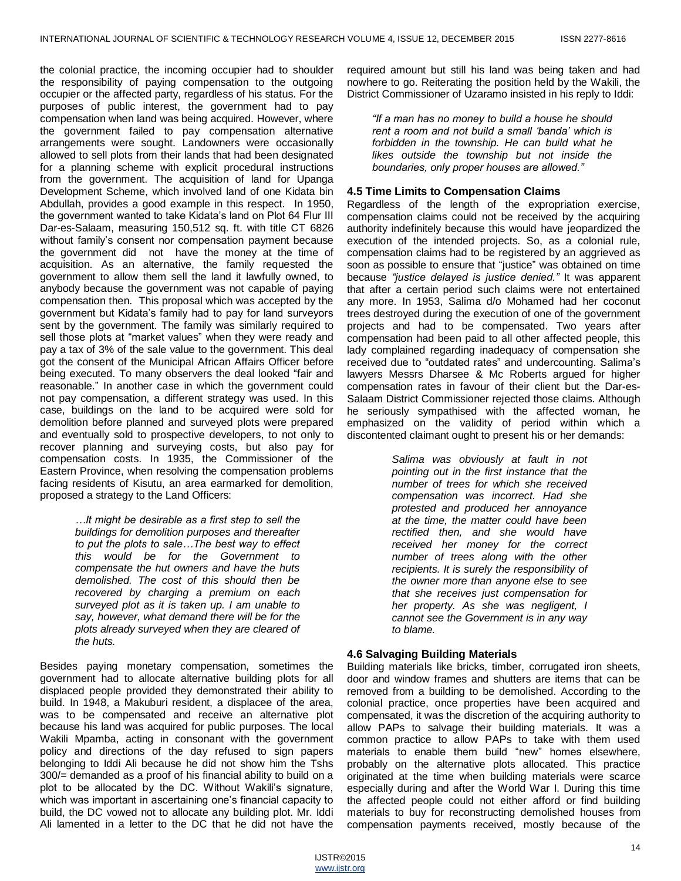the colonial practice, the incoming occupier had to shoulder the responsibility of paying compensation to the outgoing occupier or the affected party, regardless of his status. For the purposes of public interest, the government had to pay compensation when land was being acquired. However, where the government failed to pay compensation alternative arrangements were sought. Landowners were occasionally allowed to sell plots from their lands that had been designated for a planning scheme with explicit procedural instructions from the government. The acquisition of land for Upanga Development Scheme, which involved land of one Kidata bin Abdullah, provides a good example in this respect. In 1950, the government wanted to take Kidata's land on Plot 64 Flur III Dar-es-Salaam, measuring 150,512 sq. ft. with title CT 6826 without family's consent nor compensation payment because the government did not have the money at the time of acquisition. As an alternative, the family requested the government to allow them sell the land it lawfully owned, to anybody because the government was not capable of paying compensation then. This proposal which was accepted by the government but Kidata's family had to pay for land surveyors sent by the government. The family was similarly required to sell those plots at "market values" when they were ready and pay a tax of 3% of the sale value to the government. This deal got the consent of the Municipal African Affairs Officer before being executed. To many observers the deal looked "fair and reasonable." In another case in which the government could not pay compensation, a different strategy was used. In this case, buildings on the land to be acquired were sold for demolition before planned and surveyed plots were prepared and eventually sold to prospective developers, to not only to recover planning and surveying costs, but also pay for compensation costs. In 1935, the Commissioner of the Eastern Province, when resolving the compensation problems facing residents of Kisutu, an area earmarked for demolition, proposed a strategy to the Land Officers:

> *…It might be desirable as a first step to sell the buildings for demolition purposes and thereafter to put the plots to sale…The best way to effect this would be for the Government to compensate the hut owners and have the huts demolished. The cost of this should then be recovered by charging a premium on each surveyed plot as it is taken up. I am unable to say, however, what demand there will be for the plots already surveyed when they are cleared of the huts.*

Besides paying monetary compensation, sometimes the government had to allocate alternative building plots for all displaced people provided they demonstrated their ability to build. In 1948, a Makuburi resident, a displacee of the area, was to be compensated and receive an alternative plot because his land was acquired for public purposes. The local Wakili Mpamba, acting in consonant with the government policy and directions of the day refused to sign papers belonging to Iddi Ali because he did not show him the Tshs 300/= demanded as a proof of his financial ability to build on a plot to be allocated by the DC. Without Wakili's signature, which was important in ascertaining one's financial capacity to build, the DC vowed not to allocate any building plot. Mr. Iddi Ali lamented in a letter to the DC that he did not have the required amount but still his land was being taken and had nowhere to go. Reiterating the position held by the Wakili, the District Commissioner of Uzaramo insisted in his reply to Iddi:

> *"If a man has no money to build a house he should rent a room and not build a small 'banda' which is forbidden in the township. He can build what he likes outside the township but not inside the boundaries, only proper houses are allowed."*

### 4.5 Time Limits to Compensation Claims

Regardless of the length of the expropriation exercise, compensation claims could not be received by the acquiring authority indefinitely because this would have jeopardized the execution of the intended projects. So, as a colonial rule, compensation claims had to be registered by an aggrieved as soon as possible to ensure that "justice" was obtained on time because *"justice delayed is justice denied."* It was apparent that after a certain period such claims were not entertained any more. In 1953, Salima d/o Mohamed had her coconut trees destroyed during the execution of one of the government projects and had to be compensated. Two years after compensation had been paid to all other affected people, this lady complained regarding inadequacy of compensation she received due to "outdated rates" and undercounting. Salima's lawyers Messrs Dharsee & Mc Roberts argued for higher compensation rates in favour of their client but the Dar-es-Salaam District Commissioner rejected those claims. Although he seriously sympathised with the affected woman, he emphasized on the validity of period within which a discontented claimant ought to present his or her demands:

> *Salima was obviously at fault in not pointing out in the first instance that the number of trees for which she received compensation was incorrect. Had she protested and produced her annoyance at the time, the matter could have been rectified then, and she would have received her money for the correct number of trees along with the other recipients. It is surely the responsibility of the owner more than anyone else to see that she receives just compensation for her property. As she was negligent, I cannot see the Government is in any way to blame.*

### 4.6 Salvaging Building Materials

Building materials like bricks, timber, corrugated iron sheets, door and window frames and shutters are items that can be removed from a building to be demolished. According to the colonial practice, once properties have been acquired and compensated, it was the discretion of the acquiring authority to allow PAPs to salvage their building materials. It was a common practice to allow PAPs to take with them used materials to enable them build "new" homes elsewhere, probably on the alternative plots allocated. This practice originated at the time when building materials were scarce especially during and after the World War I. During this time the affected people could not either afford or find building materials to buy for reconstructing demolished houses from compensation payments received, mostly because of the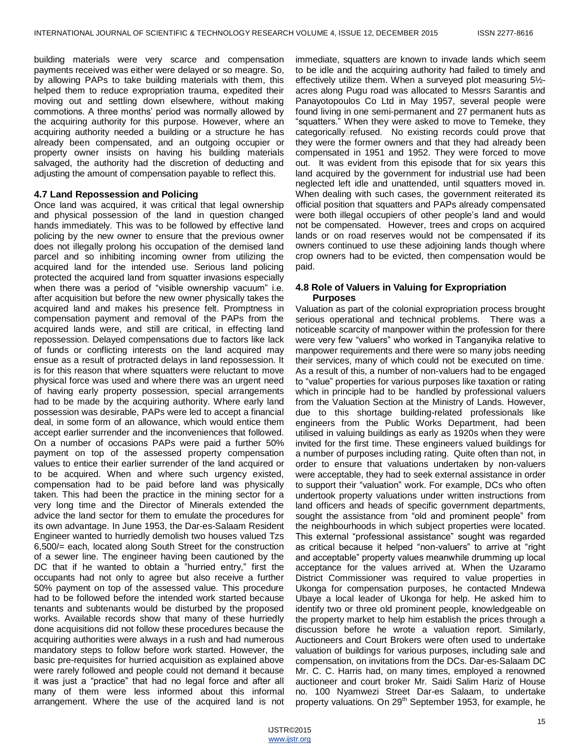building materials were very scarce and compensation payments received was either were delayed or so meagre. So, by allowing PAPs to take building materials with them, this helped them to reduce expropriation trauma, expedited their moving out and settling down elsewhere, without making commotions. A three months' period was normally allowed by the acquiring authority for this purpose. However, where an acquiring authority needed a building or a structure he has already been compensated, and an outgoing occupier or property owner insists on having his building materials salvaged, the authority had the discretion of deducting and adjusting the amount of compensation payable to reflect this.

### 4.7 Land Repossession and Policing

Once land was acquired, it was critical that legal ownership and physical possession of the land in question changed hands immediately. This was to be followed by effective land policing by the new owner to ensure that the previous owner does not illegally prolong his occupation of the demised land parcel and so inhibiting incoming owner from utilizing the acquired land for the intended use. Serious land policing protected the acquired land from squatter invasions especially when there was a period of "visible ownership vacuum" i.e. after acquisition but before the new owner physically takes the acquired land and makes his presence felt. Promptness in compensation payment and removal of the PAPs from the acquired lands were, and still are critical, in effecting land repossession. Delayed compensations due to factors like lack of funds or conflicting interests on the land acquired may ensue as a result of protracted delays in land repossession. It is for this reason that where squatters were reluctant to move physical force was used and where there was an urgent need of having early property possession, special arrangements had to be made by the acquiring authority. Where early land possession was desirable, PAPs were led to accept a financial deal, in some form of an allowance, which would entice them accept earlier surrender and the inconveniences that followed. On a number of occasions PAPs were paid a further 50% payment on top of the assessed property compensation values to entice their earlier surrender of the land acquired or to be acquired. When and where such urgency existed, compensation had to be paid before land was physically taken. This had been the practice in the mining sector for a very long time and the Director of Minerals extended the advice the land sector for them to emulate the procedures for its own advantage. In June 1953, the Dar-es-Salaam Resident Engineer wanted to hurriedly demolish two houses valued Tzs 6,500/= each, located along South Street for the construction of a sewer line. The engineer having been cautioned by the DC that if he wanted to obtain a "hurried entry," first the occupants had not only to agree but also receive a further 50% payment on top of the assessed value. This procedure had to be followed before the intended work started because tenants and subtenants would be disturbed by the proposed works. Available records show that many of these hurriedly done acquisitions did not follow these procedures because the acquiring authorities were always in a rush and had numerous mandatory steps to follow before work started. However, the basic pre-requisites for hurried acquisition as explained above were rarely followed and people could not demand it because it was just a "practice" that had no legal force and after all many of them were less informed about this informal arrangement. Where the use of the acquired land is not immediate, squatters are known to invade lands which seem to be idle and the acquiring authority had failed to timely and effectively utilize them. When a surveyed plot measuring 5½-acres along Pugu road was allocated to Messrs Sarantis and Panayotopoulos Co Ltd in May 1957, several people were found living in one semi-permanent and 27 permanent huts as "squatters." When they were asked to move to Temeke, they categorically refused. No existing records could prove that they were the former owners and that they had already been compensated in 1951 and 1952. They were forced to move out. It was evident from this episode that for six years this land acquired by the government for industrial use had been neglected left idle and unattended, until squatters moved in. When dealing with such cases, the government reiterated its official position that squatters and PAPs already compensated were both illegal occupiers of other people's land and would not be compensated. However, trees and crops on acquired lands or on road reserves would not be compensated if its owners continued to use these adjoining lands though where crop owners had to be evicted, then compensation would be paid.

### 4.8 Role of Valuers in Valuing for Expropriation Purposes

Valuation as part of the colonial expropriation process brought serious operational and technical problems. There was a noticeable scarcity of manpower within the profession for there were very few "valuers" who worked in Tanganyika relative to manpower requirements and there were so many jobs needing their services, many of which could not be executed on time. As a result of this, a number of non-valuers had to be engaged to "value" properties for various purposes like taxation or rating which in principle had to be handled by professional valuers from the Valuation Section at the Ministry of Lands. However, due to this shortage building-related professionals like engineers from the Public Works Department, had been utilised in valuing buildings as early as 1920s when they were invited for the first time. These engineers valued buildings for a number of purposes including rating. Quite often than not, in order to ensure that valuations undertaken by non-valuers were acceptable, they had to seek external assistance in order to support their "valuation" work. For example, DCs who often undertook property valuations under written instructions from land officers and heads of specific government departments, sought the assistance from "old and prominent people" from the neighbourhoods in which subject properties were located. This external "professional assistance" sought was regarded as critical because it helped "non-valuers" to arrive at "right and acceptable" property values meanwhile drumming up local acceptance for the values arrived at. When the Uzaramo District Commissioner was required to value properties in Ukonga for compensation purposes, he contacted Mndewa Ubaye a local leader of Ukonga for help. He asked him to identify two or three old prominent people, knowledgeable on the property market to help him establish the prices through a discussion before he wrote a valuation report. Similarly, Auctioneers and Court Brokers were often used to undertake valuation of buildings for various purposes, including sale and compensation, on invitations from the DCs. Dar-es-Salaam DC Mr. C. C. Harris had, on many times, employed a renowned auctioneer and court broker Mr. Saidi Salim Hariz of House no. 100 Nyamwezi Street Dar-es Salaam, to undertake property valuations. On 29th September 1953, for example, he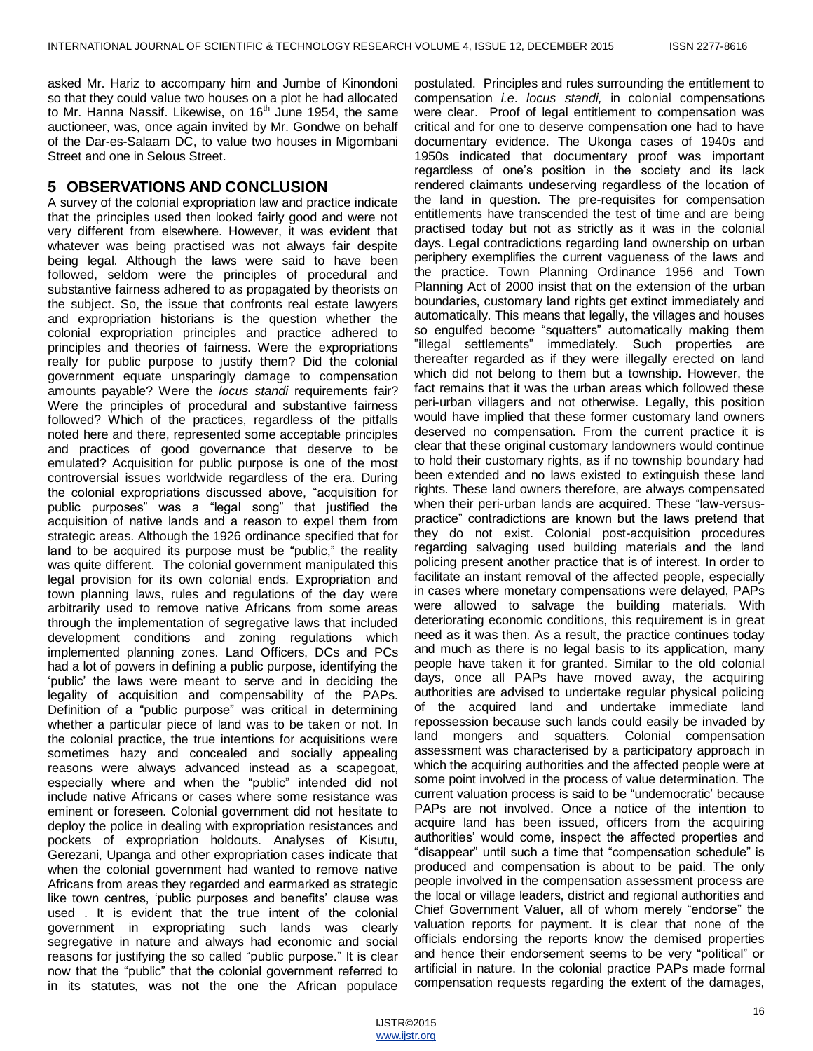asked Mr. Hariz to accompany him and Jumbe of Kinondoni so that they could value two houses on a plot he had allocated to Mr. Hanna Nassif. Likewise, on 16th June 1954, the same auctioneer, was, once again invited by Mr. Gondwe on behalf of the Dar-es-Salaam DC, to value two houses in Migombani Street and one in Selous Street.

## 5 OBSERVATIONS AND CONCLUSION

A survey of the colonial expropriation law and practice indicate that the principles used then looked fairly good and were not very different from elsewhere. However, it was evident that whatever was being practised was not always fair despite being legal. Although the laws were said to have been followed, seldom were the principles of procedural and substantive fairness adhered to as propagated by theorists on the subject. So, the issue that confronts real estate lawyers and expropriation historians is the question whether the colonial expropriation principles and practice adhered to principles and theories of fairness. Were the expropriations really for public purpose to justify them? Did the colonial government equate unsparingly damage to compensation amounts payable? Were the *locus standi* requirements fair? Were the principles of procedural and substantive fairness followed? Which of the practices, regardless of the pitfalls noted here and there, represented some acceptable principles and practices of good governance that deserve to be emulated? Acquisition for public purpose is one of the most controversial issues worldwide regardless of the era. During the colonial expropriations discussed above, "acquisition for public purposes" was a "legal song" that justified the acquisition of native lands and a reason to expel them from strategic areas. Although the 1926 ordinance specified that for land to be acquired its purpose must be "public," the reality was quite different. The colonial government manipulated this legal provision for its own colonial ends. Expropriation and town planning laws, rules and regulations of the day were arbitrarily used to remove native Africans from some areas through the implementation of segregative laws that included development conditions and zoning regulations which implemented planning zones. Land Officers, DCs and PCs had a lot of powers in defining a public purpose, identifying the 'public' the laws were meant to serve and in deciding the legality of acquisition and compensability of the PAPs. Definition of a "public purpose" was critical in determining whether a particular piece of land was to be taken or not. In the colonial practice, the true intentions for acquisitions were sometimes hazy and concealed and socially appealing reasons were always advanced instead as a scapegoat, especially where and when the "public" intended did not include native Africans or cases where some resistance was eminent or foreseen. Colonial government did not hesitate to deploy the police in dealing with expropriation resistances and pockets of expropriation holdouts. Analyses of Kisutu, Gerezani, Upanga and other expropriation cases indicate that when the colonial government had wanted to remove native Africans from areas they regarded and earmarked as strategic like town centres, 'public purposes and benefits' clause was used . It is evident that the true intent of the colonial government in expropriating such lands was clearly segregative in nature and always had economic and social reasons for justifying the so called "public purpose." It is clear now that the "public" that the colonial government referred to in its statutes, was not the one the African populace postulated. Principles and rules surrounding the entitlement to compensation *i.e*. *locus standi,* in colonial compensations were clear. Proof of legal entitlement to compensation was critical and for one to deserve compensation one had to have documentary evidence. The Ukonga cases of 1940s and 1950s indicated that documentary proof was important regardless of one's position in the society and its lack rendered claimants undeserving regardless of the location of the land in question. The pre-requisites for compensation entitlements have transcended the test of time and are being practised today but not as strictly as it was in the colonial days. Legal contradictions regarding land ownership on urban periphery exemplifies the current vagueness of the laws and the practice. Town Planning Ordinance 1956 and Town Planning Act of 2000 insist that on the extension of the urban boundaries, customary land rights get extinct immediately and automatically. This means that legally, the villages and houses so engulfed become "squatters" automatically making them "illegal settlements" immediately. Such properties are thereafter regarded as if they were illegally erected on land which did not belong to them but a township. However, the fact remains that it was the urban areas which followed these peri-urban villagers and not otherwise. Legally, this position would have implied that these former customary land owners deserved no compensation. From the current practice it is clear that these original customary landowners would continue to hold their customary rights, as if no township boundary had been extended and no laws existed to extinguish these land rights. These land owners therefore, are always compensated when their peri-urban lands are acquired. These "law-versus-practice" contradictions are known but the laws pretend that they do not exist. Colonial post-acquisition procedures regarding salvaging used building materials and the land policing present another practice that is of interest. In order to facilitate an instant removal of the affected people, especially in cases where monetary compensations were delayed, PAPs were allowed to salvage the building materials. With deteriorating economic conditions, this requirement is in great need as it was then. As a result, the practice continues today and much as there is no legal basis to its application, many people have taken it for granted. Similar to the old colonial days, once all PAPs have moved away, the acquiring authorities are advised to undertake regular physical policing of the acquired land and undertake immediate land repossession because such lands could easily be invaded by land mongers and squatters. Colonial compensation assessment was characterised by a participatory approach in which the acquiring authorities and the affected people were at some point involved in the process of value determination. The current valuation process is said to be "undemocratic' because PAPs are not involved. Once a notice of the intention to acquire land has been issued, officers from the acquiring authorities' would come, inspect the affected properties and "disappear" until such a time that "compensation schedule" is produced and compensation is about to be paid. The only people involved in the compensation assessment process are the local or village leaders, district and regional authorities and Chief Government Valuer, all of whom merely "endorse" the valuation reports for payment. It is clear that none of the officials endorsing the reports know the demised properties and hence their endorsement seems to be very "political" or artificial in nature. In the colonial practice PAPs made formal compensation requests regarding the extent of the damages,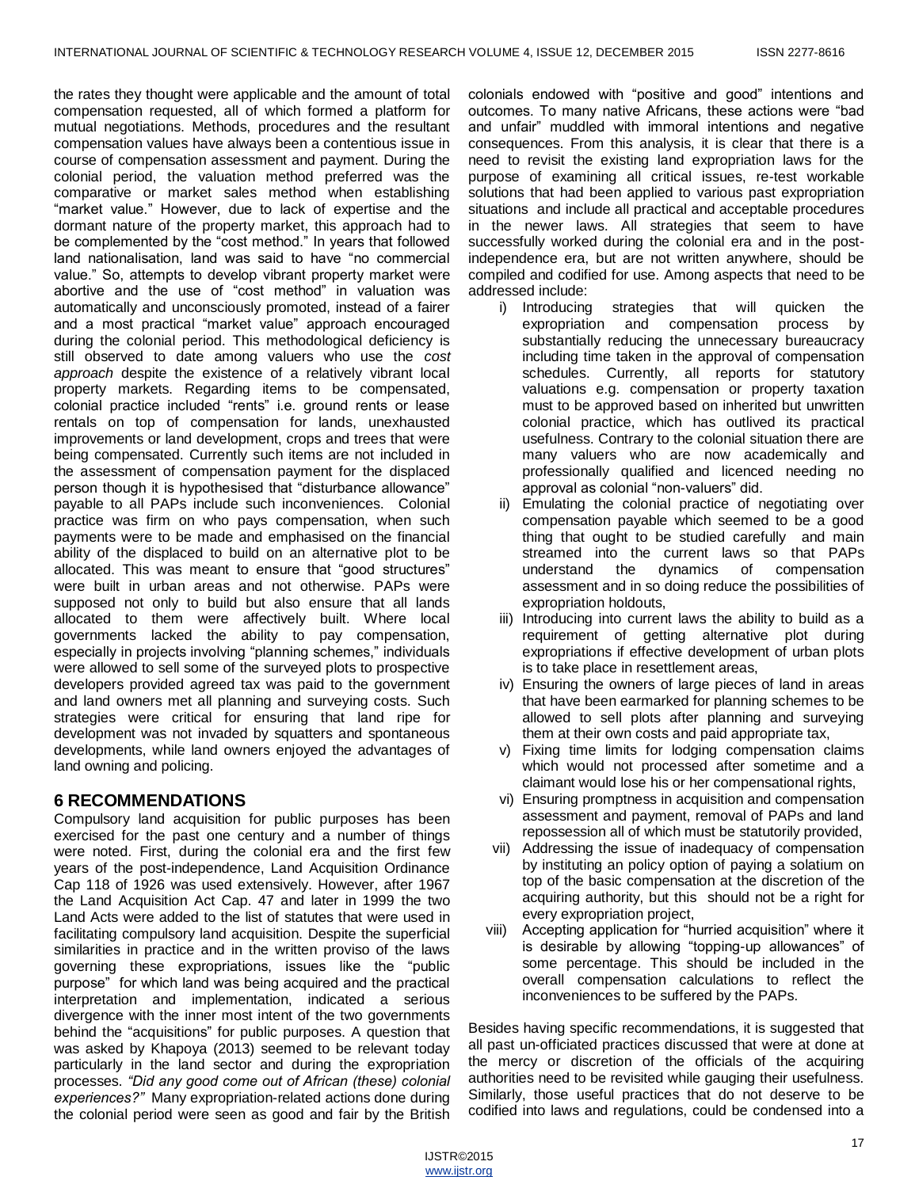the rates they thought were applicable and the amount of total compensation requested, all of which formed a platform for mutual negotiations. Methods, procedures and the resultant compensation values have always been a contentious issue in course of compensation assessment and payment. During the colonial period, the valuation method preferred was the comparative or market sales method when establishing "market value." However, due to lack of expertise and the dormant nature of the property market, this approach had to be complemented by the "cost method." In years that followed land nationalisation, land was said to have "no commercial value." So, attempts to develop vibrant property market were abortive and the use of "cost method" in valuation was automatically and unconsciously promoted, instead of a fairer and a most practical "market value" approach encouraged during the colonial period. This methodological deficiency is still observed to date among valuers who use the *cost approach* despite the existence of a relatively vibrant local property markets. Regarding items to be compensated, colonial practice included "rents" i.e. ground rents or lease rentals on top of compensation for lands, unexhausted improvements or land development, crops and trees that were being compensated. Currently such items are not included in the assessment of compensation payment for the displaced person though it is hypothesised that "disturbance allowance" payable to all PAPs include such inconveniences. Colonial practice was firm on who pays compensation, when such payments were to be made and emphasised on the financial ability of the displaced to build on an alternative plot to be allocated. This was meant to ensure that "good structures" were built in urban areas and not otherwise. PAPs were supposed not only to build but also ensure that all lands allocated to them were affectively built. Where local governments lacked the ability to pay compensation, especially in projects involving "planning schemes," individuals were allowed to sell some of the surveyed plots to prospective developers provided agreed tax was paid to the government and land owners met all planning and surveying costs. Such strategies were critical for ensuring that land ripe for development was not invaded by squatters and spontaneous developments, while land owners enjoyed the advantages of land owning and policing.

## 6 RECOMMENDATIONS

Compulsory land acquisition for public purposes has been exercised for the past one century and a number of things were noted. First, during the colonial era and the first few years of the post-independence, Land Acquisition Ordinance Cap 118 of 1926 was used extensively. However, after 1967 the Land Acquisition Act Cap. 47 and later in 1999 the two Land Acts were added to the list of statutes that were used in facilitating compulsory land acquisition. Despite the superficial similarities in practice and in the written proviso of the laws governing these expropriations, issues like the "public purpose" for which land was being acquired and the practical interpretation and implementation, indicated a serious divergence with the inner most intent of the two governments behind the "acquisitions" for public purposes. A question that was asked by Khapoya (2013) seemed to be relevant today particularly in the land sector and during the expropriation processes. *"Did any good come out of African (these) colonial experiences?"* Many expropriation-related actions done during the colonial period were seen as good and fair by the British colonials endowed with "positive and good" intentions and outcomes. To many native Africans, these actions were "bad and unfair" muddled with immoral intentions and negative consequences. From this analysis, it is clear that there is a need to revisit the existing land expropriation laws for the purpose of examining all critical issues, re-test workable solutions that had been applied to various past expropriation situations and include all practical and acceptable procedures in the newer laws. All strategies that seem to have successfully worked during the colonial era and in the post-independence era, but are not written anywhere, should be compiled and codified for use. Among aspects that need to be addressed include:

i) Introducing strategies that will quicken the expropriation and compensation process by substantially reducing the unnecessary bureaucracy including time taken in the approval of compensation schedules. Currently, all reports for statutory valuations e.g. compensation or property taxation must to be approved based on inherited but unwritten colonial practice, which has outlived its practical usefulness. Contrary to the colonial situation there are many valuers who are now academically and professionally qualified and licenced needing no approval as colonial "non-valuers" did.
ii) Emulating the colonial practice of negotiating over compensation payable which seemed to be a good thing that ought to be studied carefully and main streamed into the current laws so that PAPs understand the dynamics of compensation assessment and in so doing reduce the possibilities of expropriation holdouts,
iii) Introducing into current laws the ability to build as a requirement of getting alternative plot during expropriations if effective development of urban plots is to take place in resettlement areas,
iv) Ensuring the owners of large pieces of land in areas that have been earmarked for planning schemes to be allowed to sell plots after planning and surveying them at their own costs and paid appropriate tax,
v) Fixing time limits for lodging compensation claims which would not processed after sometime and a claimant would lose his or her compensational rights,
vi) Ensuring promptness in acquisition and compensation assessment and payment, removal of PAPs and land repossession all of which must be statutorily provided,
vii) Addressing the issue of inadequacy of compensation by instituting an policy option of paying a solatium on top of the basic compensation at the discretion of the acquiring authority, but this should not be a right for every expropriation project,
viii) Accepting application for "hurried acquisition" where it is desirable by allowing "topping-up allowances" of some percentage. This should be included in the overall compensation calculations to reflect the inconveniences to be suffered by the PAPs.

Besides having specific recommendations, it is suggested that all past un-officiated practices discussed that were at done at the mercy or discretion of the officials of the acquiring authorities need to be revisited while gauging their usefulness. Similarly, those useful practices that do not deserve to be codified into laws and regulations, could be condensed into a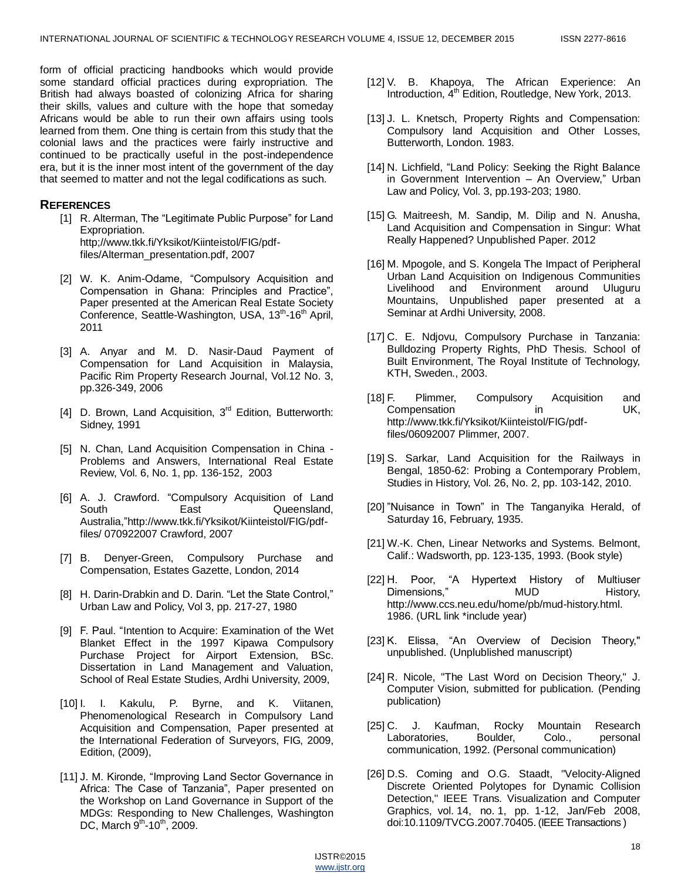form of official practicing handbooks which would provide some standard official practices during expropriation. The British had always boasted of colonizing Africa for sharing their skills, values and culture with the hope that someday Africans would be able to run their own affairs using tools learned from them. One thing is certain from this study that the colonial laws and the practices were fairly instructive and continued to be practically useful in the post-independence era, but it is the inner most intent of the government of the day that seemed to matter and not the legal codifications as such.

## REFERENCES

[1] R. Alterman, The "Legitimate Public Purpose" for Land Expropriation. http;//www.tkk.fi/Yksikot/Kiinteistol/FIG/pdf-files/Alterman_presentation.pdf, 2007

[2] W. K. Anim-Odame, "Compulsory Acquisition and Compensation in Ghana: Principles and Practice", Paper presented at the American Real Estate Society Conference, Seattle-Washington, USA, 13th-16th April, 2011

[3] A. Anyar and M. D. Nasir-Daud Payment of Compensation for Land Acquisition in Malaysia, Pacific Rim Property Research Journal, Vol.12 No. 3, pp.326-349, 2006

[4] D. Brown, Land Acquisition, 3rd Edition, Butterworth: Sidney, 1991

[5] N. Chan, Land Acquisition Compensation in China - Problems and Answers, International Real Estate Review, Vol. 6, No. 1, pp. 136-152, 2003

[6] A. J. Crawford. "Compulsory Acquisition of Land South East Queensland, Australia,"http://www.tkk.fi/Yksikot/Kiinteistol/FIG/pdf-files/ 070922007 Crawford, 2007

[7] B. Denyer-Green, Compulsory Purchase and Compensation, Estates Gazette, London, 2014

[8] H. Darin-Drabkin and D. Darin. "Let the State Control," Urban Law and Policy, Vol 3, pp. 217-27, 1980

[9] F. Paul. "Intention to Acquire: Examination of the Wet Blanket Effect in the 1997 Kipawa Compulsory Purchase Project for Airport Extension, BSc. Dissertation in Land Management and Valuation, School of Real Estate Studies, Ardhi University, 2009,

[10] I. I. Kakulu, P. Byrne, and K. Viitanen, Phenomenological Research in Compulsory Land Acquisition and Compensation, Paper presented at the International Federation of Surveyors, FIG, 2009, Edition, (2009),

[11] J. M. Kironde, "Improving Land Sector Governance in Africa: The Case of Tanzania", Paper presented on the Workshop on Land Governance in Support of the MDGs: Responding to New Challenges, Washington DC, March 9th-10th, 2009.

[12] V. B. Khapoya, The African Experience: An Introduction, 4th Edition, Routledge, New York, 2013.

[13] J. L. Knetsch, Property Rights and Compensation: Compulsory land Acquisition and Other Losses, Butterworth, London. 1983.

[14] N. Lichfield, "Land Policy: Seeking the Right Balance in Government Intervention – An Overview," Urban Law and Policy, Vol. 3, pp.193-203; 1980.

[15] G. Maitreesh, M. Sandip, M. Dilip and N. Anusha, Land Acquisition and Compensation in Singur: What Really Happened? Unpublished Paper. 2012

[16] M. Mpogole, and S. Kongela The Impact of Peripheral Urban Land Acquisition on Indigenous Communities Livelihood and Environment around Uluguru Mountains, Unpublished paper presented at a Seminar at Ardhi University, 2008.

[17] C. E. Ndjovu, Compulsory Purchase in Tanzania: Bulldozing Property Rights, PhD Thesis. School of Built Environment, The Royal Institute of Technology, KTH, Sweden., 2003.

[18] F. Plimmer, Compulsory Acquisition and Compensation in UK, http://www.tkk.fi/Yksikot/Kiinteistol/FIG/pdf-files/06092007 Plimmer, 2007.

[19] S. Sarkar, Land Acquisition for the Railways in Bengal, 1850-62: Probing a Contemporary Problem, Studies in History, Vol. 26, No. 2, pp. 103-142, 2010.

[20] "Nuisance in Town" in The Tanganyika Herald, of Saturday 16, February, 1935.

[21] W.-K. Chen, Linear Networks and Systems. Belmont, Calif.: Wadsworth, pp. 123-135, 1993. (Book style)

[22] H. Poor, "A Hypertext History of Multiuser Dimensions," MUD History, http://www.ccs.neu.edu/home/pb/mud-history.html. 1986. (URL link *include year)

[23] K. Elissa, "An Overview of Decision Theory," unpublished. (Unplublished manuscript)

[24] R. Nicole, "The Last Word on Decision Theory," J. Computer Vision, submitted for publication. (Pending publication)

[25] C. J. Kaufman, Rocky Mountain Research Laboratories, Boulder, Colo., personal communication, 1992. (Personal communication)

[26] D.S. Coming and O.G. Staadt, "Velocity-Aligned Discrete Oriented Polytopes for Dynamic Collision Detection," IEEE Trans. Visualization and Computer Graphics, vol. 14, no. 1, pp. 1-12, Jan/Feb 2008, doi:10.1109/TVCG.2007.70405. (IEEE Transactions )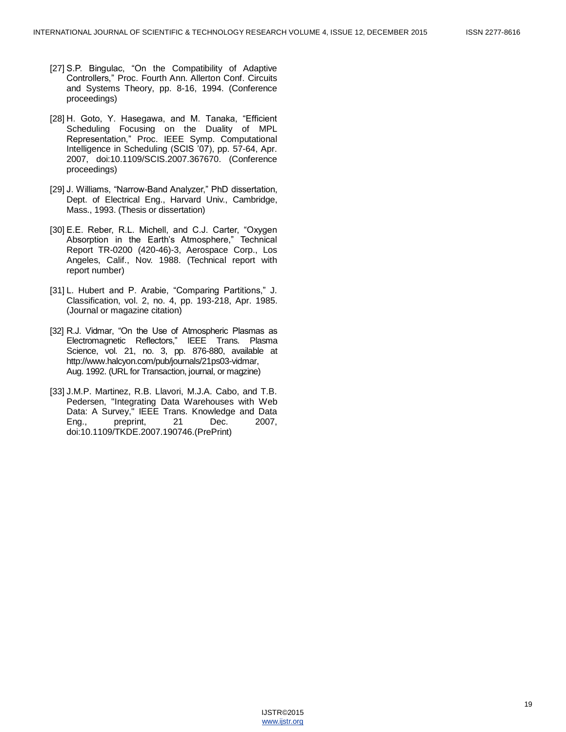[27] S.P. Bingulac, “On the Compatibility of Adaptive Controllers,” Proc. Fourth Ann. Allerton Conf. Circuits and Systems Theory, pp. 8-16, 1994. (Conference proceedings)

[28] H. Goto, Y. Hasegawa, and M. Tanaka, “Efficient Scheduling Focusing on the Duality of MPL Representation,” Proc. IEEE Symp. Computational Intelligence in Scheduling (SCIS ’07), pp. 57-64, Apr. 2007, doi:10.1109/SCIS.2007.367670. (Conference proceedings)

[29] J. Williams, “Narrow-Band Analyzer,” PhD dissertation, Dept. of Electrical Eng., Harvard Univ., Cambridge, Mass., 1993. (Thesis or dissertation)

[30] E.E. Reber, R.L. Michell, and C.J. Carter, “Oxygen Absorption in the Earth’s Atmosphere,” Technical Report TR-0200 (420-46)-3, Aerospace Corp., Los Angeles, Calif., Nov. 1988. (Technical report with report number)

[31] L. Hubert and P. Arabie, “Comparing Partitions,” J. Classification, vol. 2, no. 4, pp. 193-218, Apr. 1985. (Journal or magazine citation)

[32] R.J. Vidmar, “On the Use of Atmospheric Plasmas as Electromagnetic Reflectors,” IEEE Trans. Plasma Science, vol. 21, no. 3, pp. 876-880, available at http://www.halcyon.com/pub/journals/21ps03-vidmar, Aug. 1992. (URL for Transaction, journal, or magzine)

[33] J.M.P. Martinez, R.B. Llavori, M.J.A. Cabo, and T.B. Pedersen, "Integrating Data Warehouses with Web Data: A Survey," IEEE Trans. Knowledge and Data Eng., preprint, 21 Dec. 2007, doi:10.1109/TKDE.2007.190746.(PrePrint)